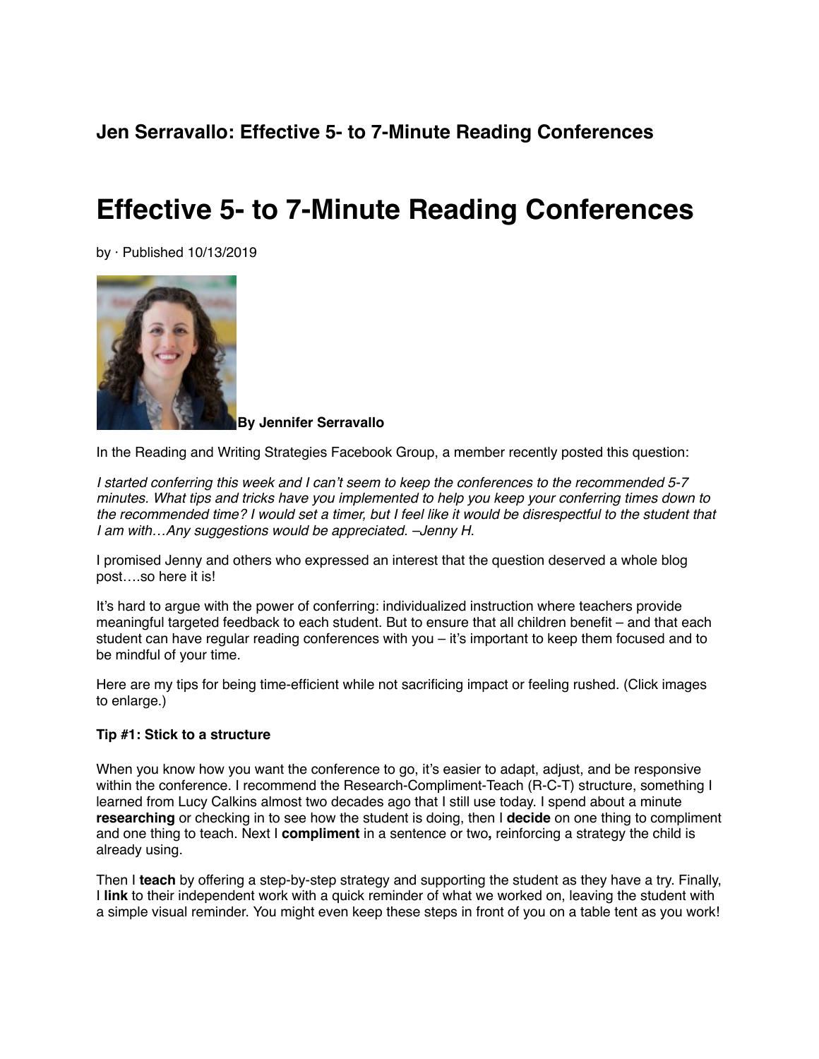## Jen Serravallo: Effective 5- to 7-Minute Reading Conferences

# Effective 5- to 7-Minute Reading Conferences

by · Published 10/13/2019

**By Jennifer Serravallo**

In the Reading and Writing Strategies Facebook Group, a member recently posted this question:

*I started conferring this week and I can't seem to keep the conferences to the recommended 5-7 minutes. What tips and tricks have you implemented to help you keep your conferring times down to the recommended time? I would set a timer, but I feel like it would be disrespectful to the student that I am with…Any suggestions would be appreciated. –Jenny H.*

I promised Jenny and others who expressed an interest that the question deserved a whole blog post….so here it is!

It's hard to argue with the power of conferring: individualized instruction where teachers provide meaningful targeted feedback to each student. But to ensure that all children benefit – and that each student can have regular reading conferences with you – it's important to keep them focused and to be mindful of your time.

Here are my tips for being time-efficient while not sacrificing impact or feeling rushed. (Click images to enlarge.)

**Tip #1: Stick to a structure**

When you know how you want the conference to go, it's easier to adapt, adjust, and be responsive within the conference. I recommend the Research-Compliment-Teach (R-C-T) structure, something I learned from Lucy Calkins almost two decades ago that I still use today. I spend about a minute **researching** or checking in to see how the student is doing, then I **decide** on one thing to compliment and one thing to teach. Next I **compliment** in a sentence or two**,** reinforcing a strategy the child is already using.

Then I **teach** by offering a step-by-step strategy and supporting the student as they have a try. Finally, I **link** to their independent work with a quick reminder of what we worked on, leaving the student with a simple visual reminder. You might even keep these steps in front of you on a table tent as you work!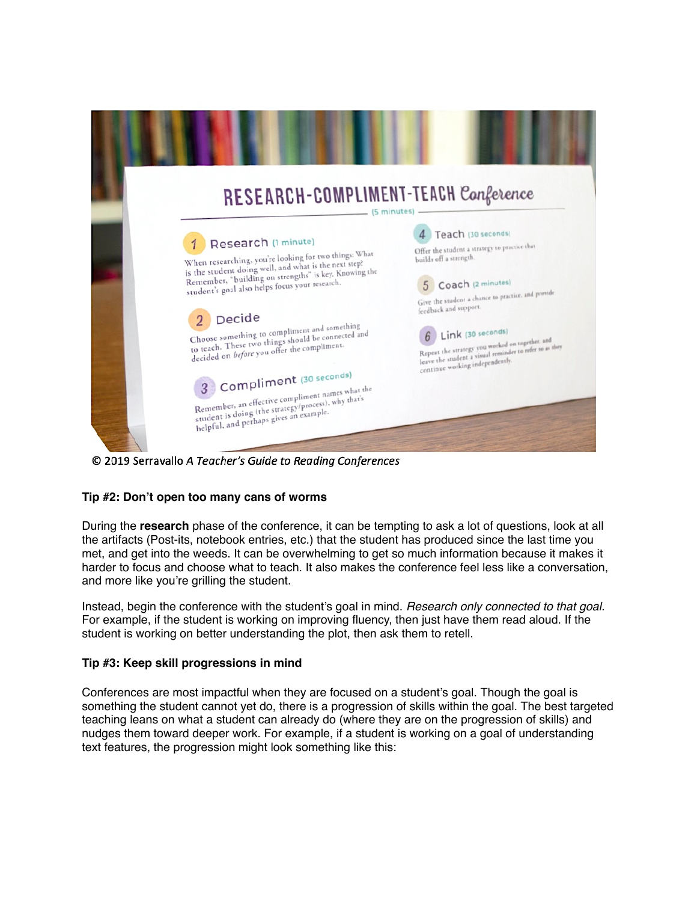# RESEARCH-COMPLIMENT-TEACH Conference

(5 minutes)

**1 Research** (1 minute)

When researching, you're looking for two things: What is the student doing well, and what is the next step? Remember, "building on strengths" is key. Knowing the student's goal also helps focus your research.

**2 Decide**

Choose something to compliment and something to teach. These two things should be connected and decided on *before* you offer the compliment.

**3 Compliment** (30 seconds)

Remember, an effective compliment names what the student is doing (the strategy/process), why that's helpful, and perhaps gives an example.

**4 Teach** (30 seconds)

Offer the student a strategy to practice that builds off a strength.

**5 Coach** (2 minutes)

Give the student a chance to practice, and provide feedback and support.

**6 Link** (30 seconds)

Repeat the strategy you worked on together, and leave the student a visual reminder to refer to as they continue working independently.

© 2019 Serravallo *A Teacher's Guide to Reading Conferences*

**Tip #2: Don't open too many cans of worms**

During the **research** phase of the conference, it can be tempting to ask a lot of questions, look at all the artifacts (Post-its, notebook entries, etc.) that the student has produced since the last time you met, and get into the weeds. It can be overwhelming to get so much information because it makes it harder to focus and choose what to teach. It also makes the conference feel less like a conversation, and more like you're grilling the student.

Instead, begin the conference with the student's goal in mind. *Research only connected to that goal.* For example, if the student is working on improving fluency, then just have them read aloud. If the student is working on better understanding the plot, then ask them to retell.

**Tip #3: Keep skill progressions in mind**

Conferences are most impactful when they are focused on a student's goal. Though the goal is something the student cannot yet do, there is a progression of skills within the goal. The best targeted teaching leans on what a student can already do (where they are on the progression of skills) and nudges them toward deeper work. For example, if a student is working on a goal of understanding text features, the progression might look something like this: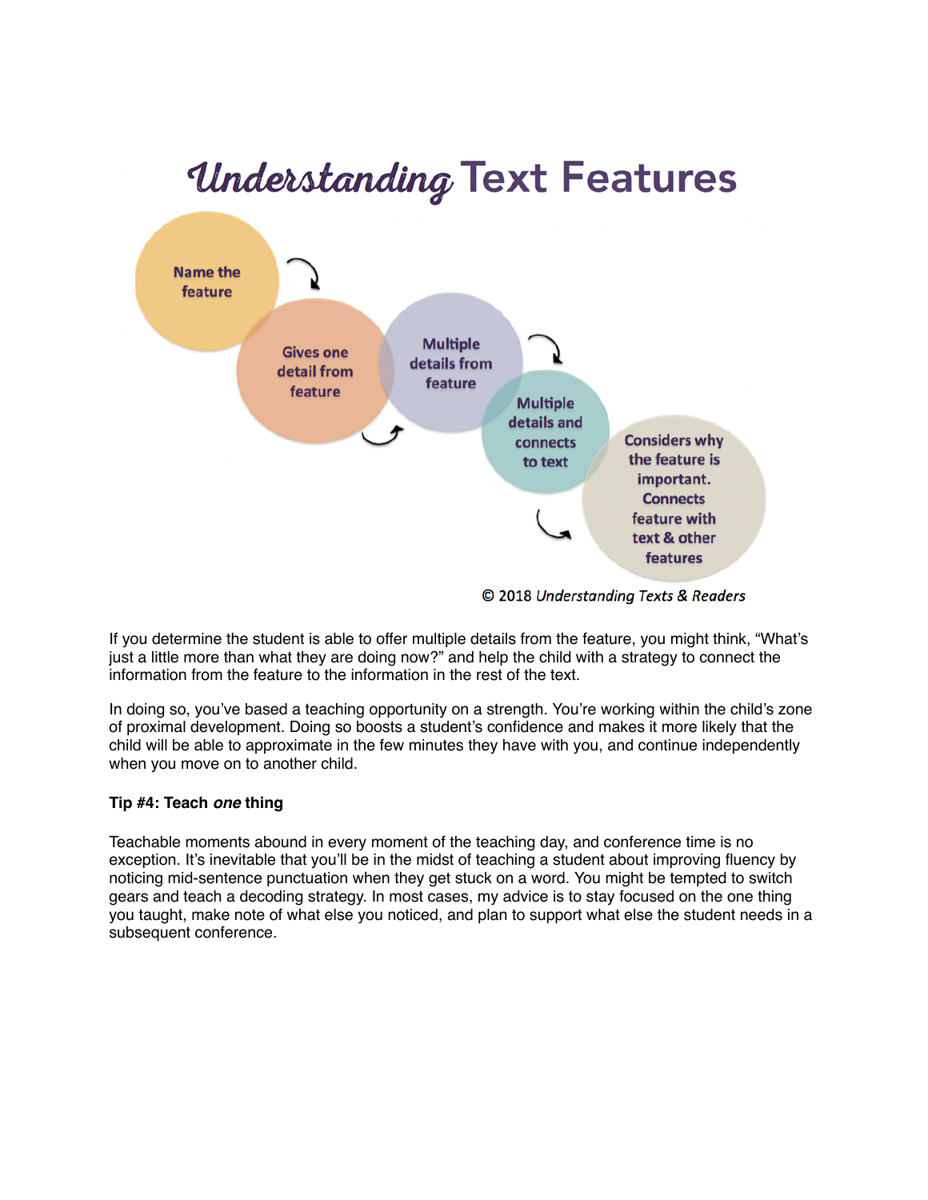# Understanding Text Features

Name the feature

Gives one detail from feature

Multiple details from feature

Multiple details and connects to text

Considers why the feature is important. Connects feature with text & other features

© 2018 *Understanding Texts & Readers*

If you determine the student is able to offer multiple details from the feature, you might think, "What's just a little more than what they are doing now?" and help the child with a strategy to connect the information from the feature to the information in the rest of the text.

In doing so, you've based a teaching opportunity on a strength. You're working within the child's zone of proximal development. Doing so boosts a student's confidence and makes it more likely that the child will be able to approximate in the few minutes they have with you, and continue independently when you move on to another child.

**Tip #4: Teach *one* thing**

Teachable moments abound in every moment of the teaching day, and conference time is no exception. It's inevitable that you'll be in the midst of teaching a student about improving fluency by noticing mid-sentence punctuation when they get stuck on a word. You might be tempted to switch gears and teach a decoding strategy. In most cases, my advice is to stay focused on the one thing you taught, make note of what else you noticed, and plan to support what else the student needs in a subsequent conference.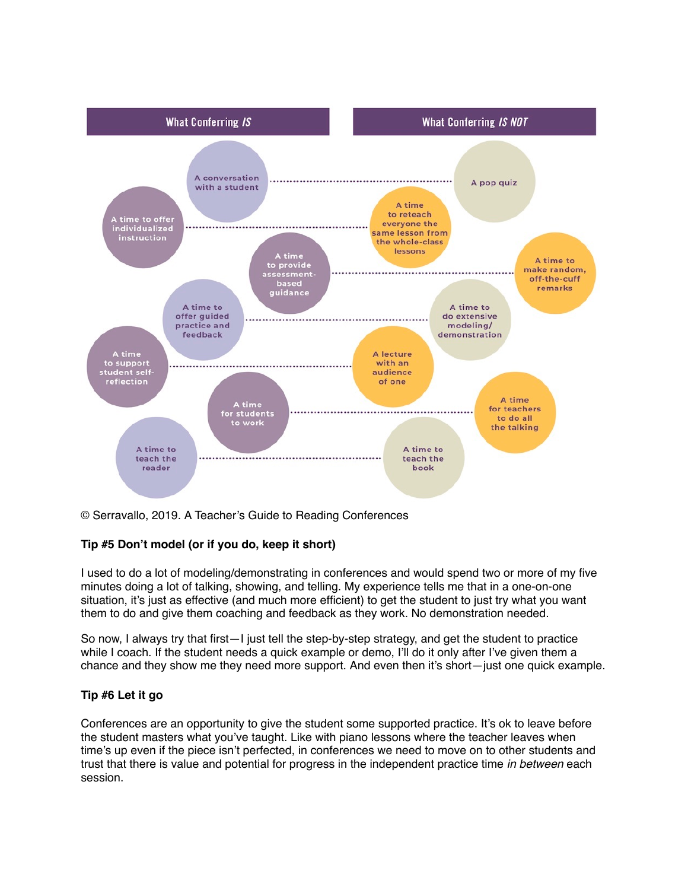| What Conferring *IS* | What Conferring *IS NOT* |
| --- | --- |
| A conversation with a student | A pop quiz |
| A time to offer individualized instruction | A time to reteach everyone the same lesson from the whole-class lessons |
| A time to provide assessment-based guidance | A time to make random, off-the-cuff remarks |
| A time to offer guided practice and feedback | A time to do extensive modeling/demonstration |
| A time to support student self-reflection | A lecture with an audience of one |
| A time for students to work | A time for teachers to do all the talking |
| A time to teach the reader | A time to teach the book |

© Serravallo, 2019. A Teacher's Guide to Reading Conferences

**Tip #5 Don't model (or if you do, keep it short)**

I used to do a lot of modeling/demonstrating in conferences and would spend two or more of my five minutes doing a lot of talking, showing, and telling. My experience tells me that in a one-on-one situation, it's just as effective (and much more efficient) to get the student to just try what you want them to do and give them coaching and feedback as they work. No demonstration needed.

So now, I always try that first—I just tell the step-by-step strategy, and get the student to practice while I coach. If the student needs a quick example or demo, I'll do it only after I've given them a chance and they show me they need more support. And even then it's short—just one quick example.

**Tip #6 Let it go**

Conferences are an opportunity to give the student some supported practice. It's ok to leave before the student masters what you've taught. Like with piano lessons where the teacher leaves when time's up even if the piece isn't perfected, in conferences we need to move on to other students and trust that there is value and potential for progress in the independent practice time *in between* each session.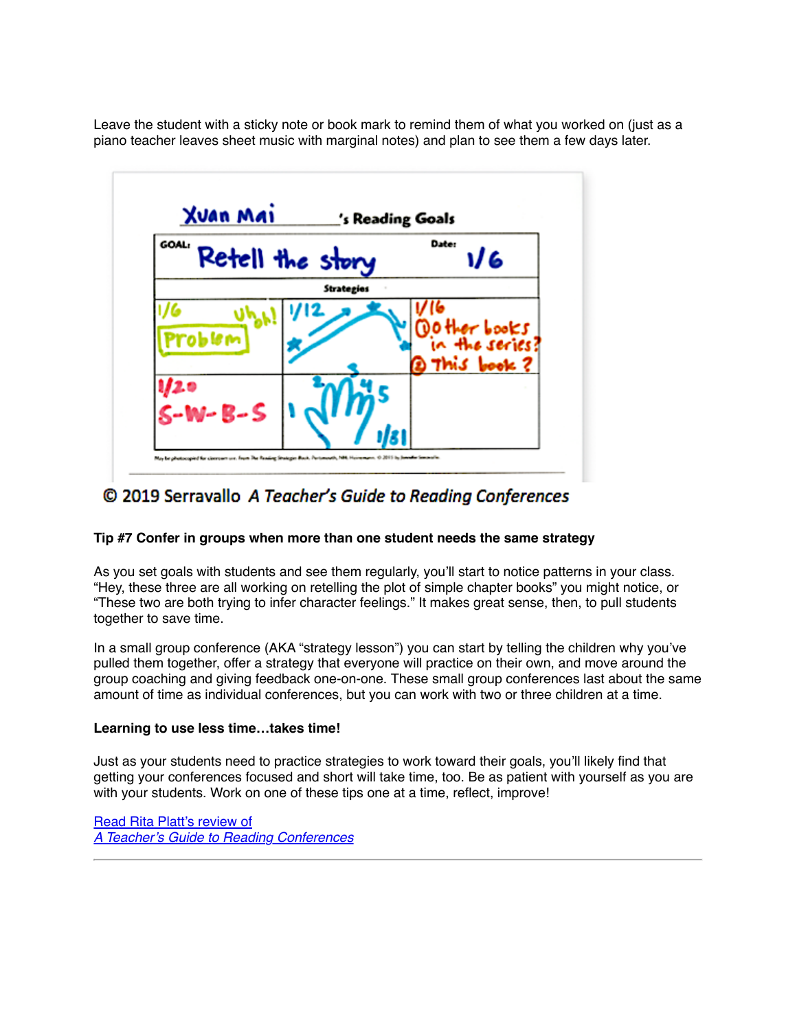Leave the student with a sticky note or book mark to remind them of what you worked on (just as a piano teacher leaves sheet music with marginal notes) and plan to see them a few days later.

© 2019 Serravallo *A Teacher's Guide to Reading Conferences*

**Tip #7 Confer in groups when more than one student needs the same strategy**

As you set goals with students and see them regularly, you'll start to notice patterns in your class. "Hey, these three are all working on retelling the plot of simple chapter books" you might notice, or "These two are both trying to infer character feelings." It makes great sense, then, to pull students together to save time.

In a small group conference (AKA "strategy lesson") you can start by telling the children why you've pulled them together, offer a strategy that everyone will practice on their own, and move around the group coaching and giving feedback one-on-one. These small group conferences last about the same amount of time as individual conferences, but you can work with two or three children at a time.

**Learning to use less time…takes time!**

Just as your students need to practice strategies to work toward their goals, you'll likely find that getting your conferences focused and short will take time, too. Be as patient with yourself as you are with your students. Work on one of these tips one at a time, reflect, improve!

Read Rita Platt's review of
*A Teacher's Guide to Reading Conferences*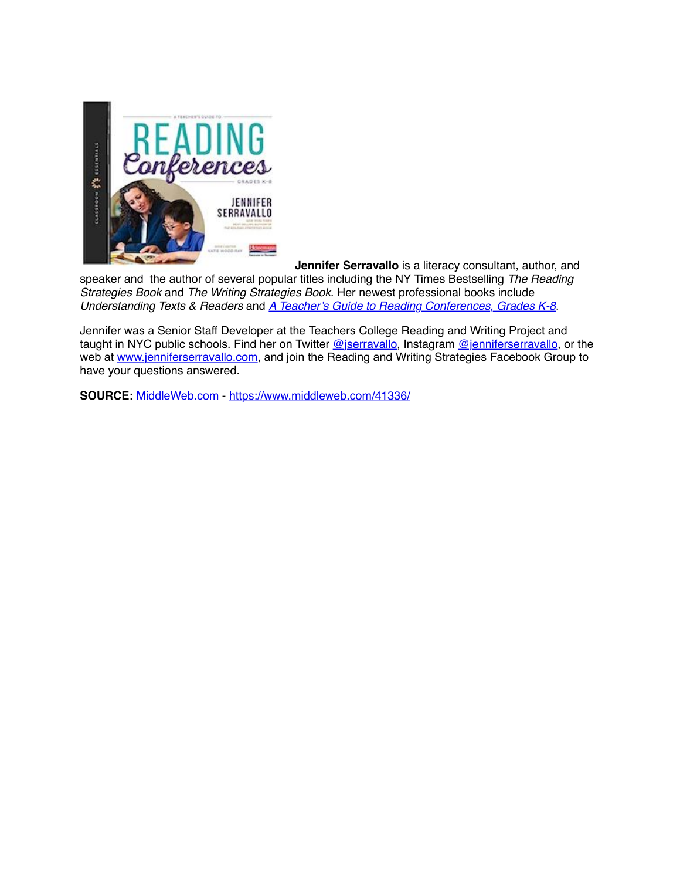**Jennifer Serravallo** is a literacy consultant, author, and speaker and the author of several popular titles including the NY Times Bestselling *The Reading Strategies Book* and *The Writing Strategies Book*. Her newest professional books include *Understanding Texts & Readers* and [*A Teacher's Guide to Reading Conferences, Grades K-8*](#).

Jennifer was a Senior Staff Developer at the Teachers College Reading and Writing Project and taught in NYC public schools. Find her on Twitter @jserravallo, Instagram @jenniferserravallo, or the web at www.jenniferserravallo.com, and join the Reading and Writing Strategies Facebook Group to have your questions answered.

**SOURCE:** MiddleWeb.com - https://www.middleweb.com/41336/